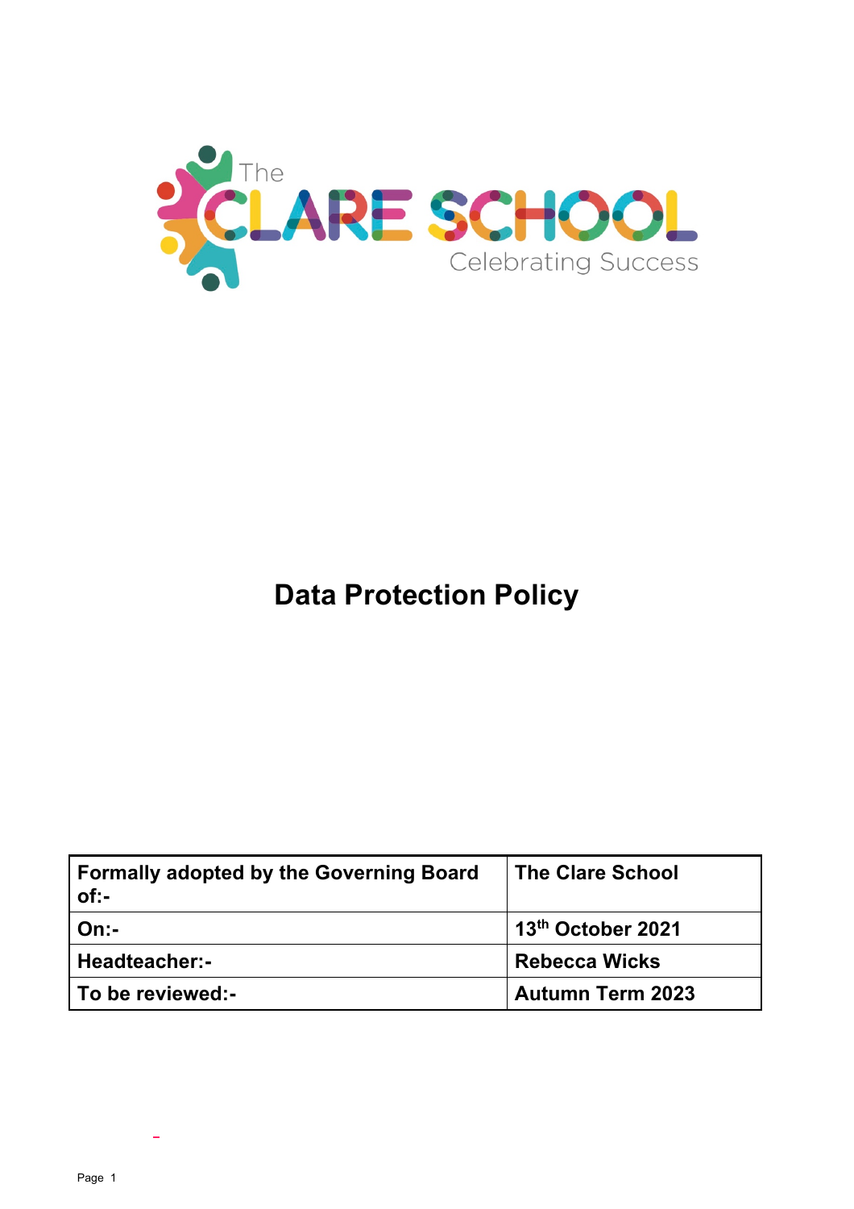The CLARE SCHOOL
Celebrating Success

# Data Protection Policy

| Formally adopted by the Governing Board of:- | The Clare School |
| --- | --- |
| On:- | 13th October 2021 |
| Headteacher:- | Rebecca Wicks |
| To be reviewed:- | Autumn Term 2023 |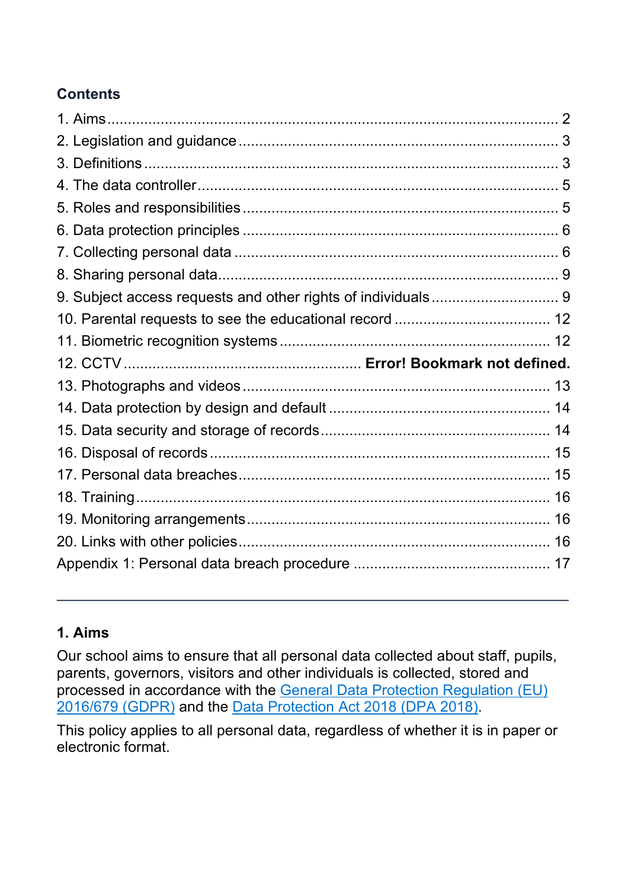## Contents

1. Aims ........................................................................................................ 2
2. Legislation and guidance ........................................................................ 3
3. Definitions ................................................................................................ 3
4. The data controller .................................................................................. 5
5. Roles and responsibilities ........................................................................ 5
6. Data protection principles ........................................................................ 6
7. Collecting personal data .......................................................................... 6
8. Sharing personal data .............................................................................. 9
9. Subject access requests and other rights of individuals .......................... 9
10. Parental requests to see the educational record .................................. 12
11. Biometric recognition systems ............................................................. 12
12. CCTV ........................................................ **Error! Bookmark not defined.**
13. Photographs and videos ....................................................................... 13
14. Data protection by design and default ................................................. 14
15. Data security and storage of records ................................................... 14
16. Disposal of records ............................................................................... 15
17. Personal data breaches ........................................................................ 15
18. Training ................................................................................................. 16
19. Monitoring arrangements ...................................................................... 16
20. Links with other policies ........................................................................ 16

Appendix 1: Personal data breach procedure ............................................. 17

---

### 1. Aims

Our school aims to ensure that all personal data collected about staff, pupils, parents, governors, visitors and other individuals is collected, stored and processed in accordance with the General Data Protection Regulation (EU) 2016/679 (GDPR) and the Data Protection Act 2018 (DPA 2018).

This policy applies to all personal data, regardless of whether it is in paper or electronic format.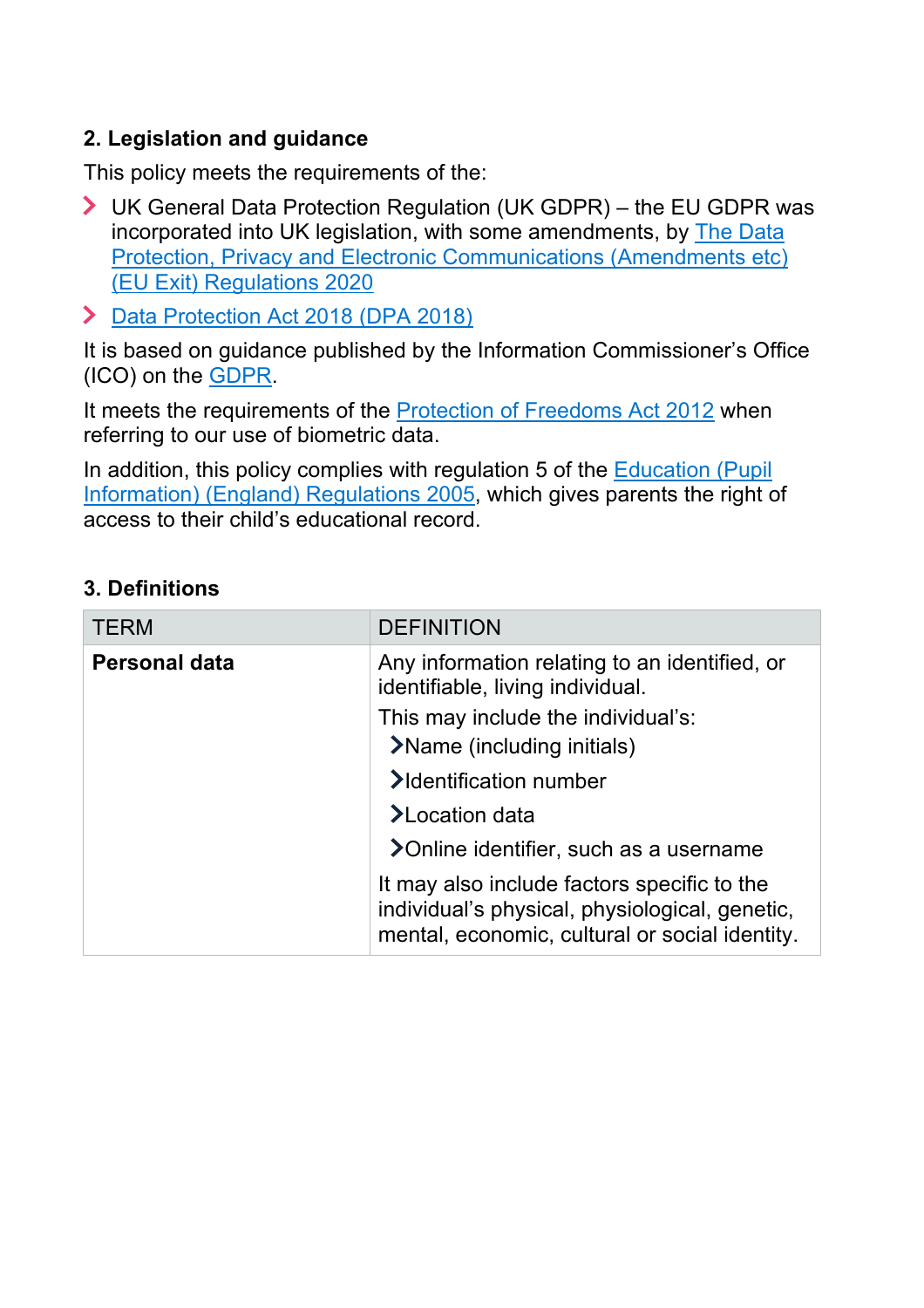## 2. Legislation and guidance

This policy meets the requirements of the:

- UK General Data Protection Regulation (UK GDPR) – the EU GDPR was incorporated into UK legislation, with some amendments, by The Data Protection, Privacy and Electronic Communications (Amendments etc) (EU Exit) Regulations 2020
- Data Protection Act 2018 (DPA 2018)

It is based on guidance published by the Information Commissioner's Office (ICO) on the GDPR.

It meets the requirements of the Protection of Freedoms Act 2012 when referring to our use of biometric data.

In addition, this policy complies with regulation 5 of the Education (Pupil Information) (England) Regulations 2005, which gives parents the right of access to their child's educational record.

## 3. Definitions

| TERM | DEFINITION |
| --- | --- |
| **Personal data** | Any information relating to an identified, or identifiable, living individual.<br>This may include the individual's:<br>- Name (including initials)<br>- Identification number<br>- Location data<br>- Online identifier, such as a username<br><br>It may also include factors specific to the individual's physical, physiological, genetic, mental, economic, cultural or social identity. |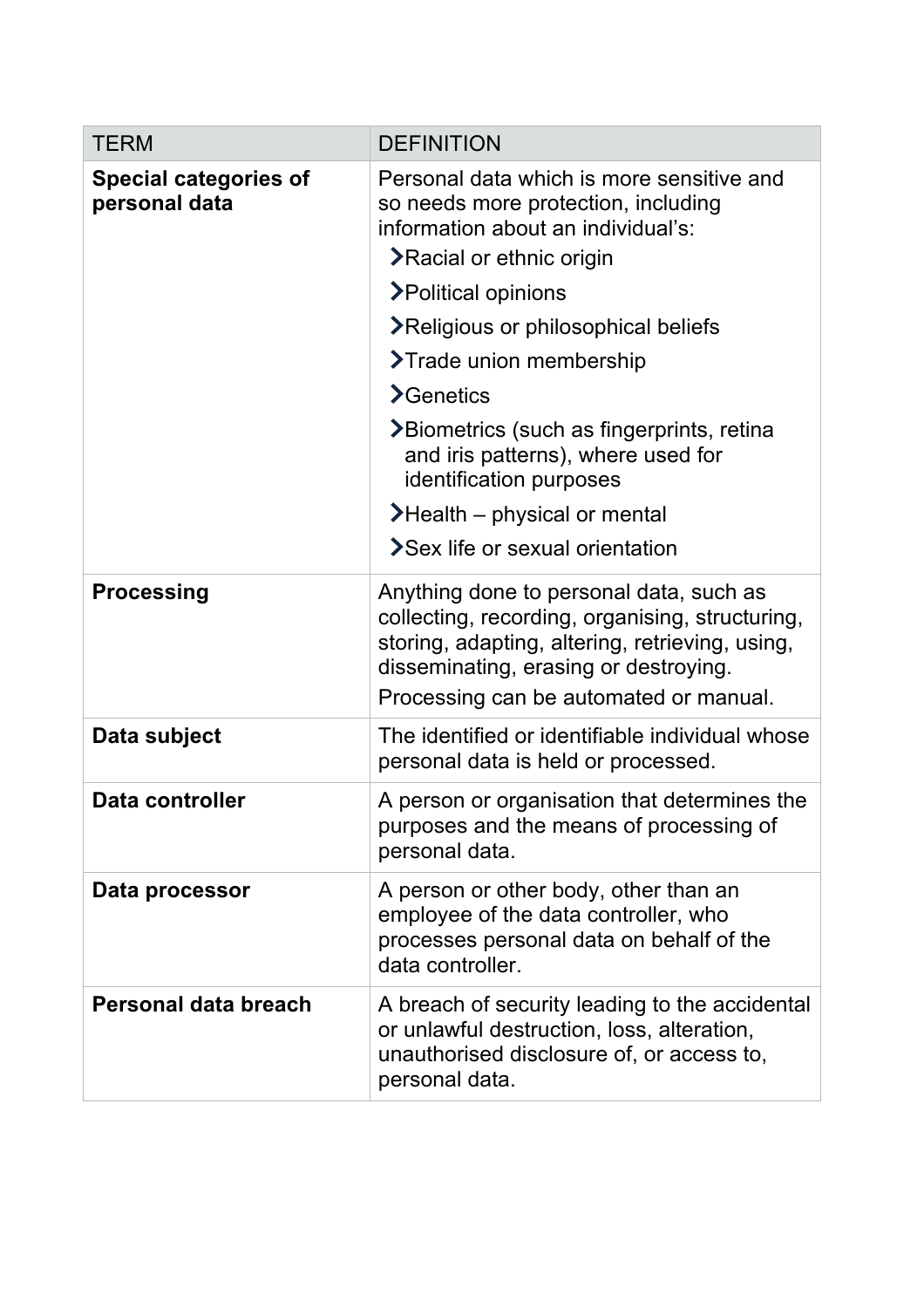| TERM | DEFINITION |
| --- | --- |
| **Special categories of personal data** | Personal data which is more sensitive and so needs more protection, including information about an individual's:<br>- Racial or ethnic origin<br>- Political opinions<br>- Religious or philosophical beliefs<br>- Trade union membership<br>- Genetics<br>- Biometrics (such as fingerprints, retina and iris patterns), where used for identification purposes<br>- Health – physical or mental<br>- Sex life or sexual orientation |
| **Processing** | Anything done to personal data, such as collecting, recording, organising, structuring, storing, adapting, altering, retrieving, using, disseminating, erasing or destroying.<br>Processing can be automated or manual. |
| **Data subject** | The identified or identifiable individual whose personal data is held or processed. |
| **Data controller** | A person or organisation that determines the purposes and the means of processing of personal data. |
| **Data processor** | A person or other body, other than an employee of the data controller, who processes personal data on behalf of the data controller. |
| **Personal data breach** | A breach of security leading to the accidental or unlawful destruction, loss, alteration, unauthorised disclosure of, or access to, personal data. |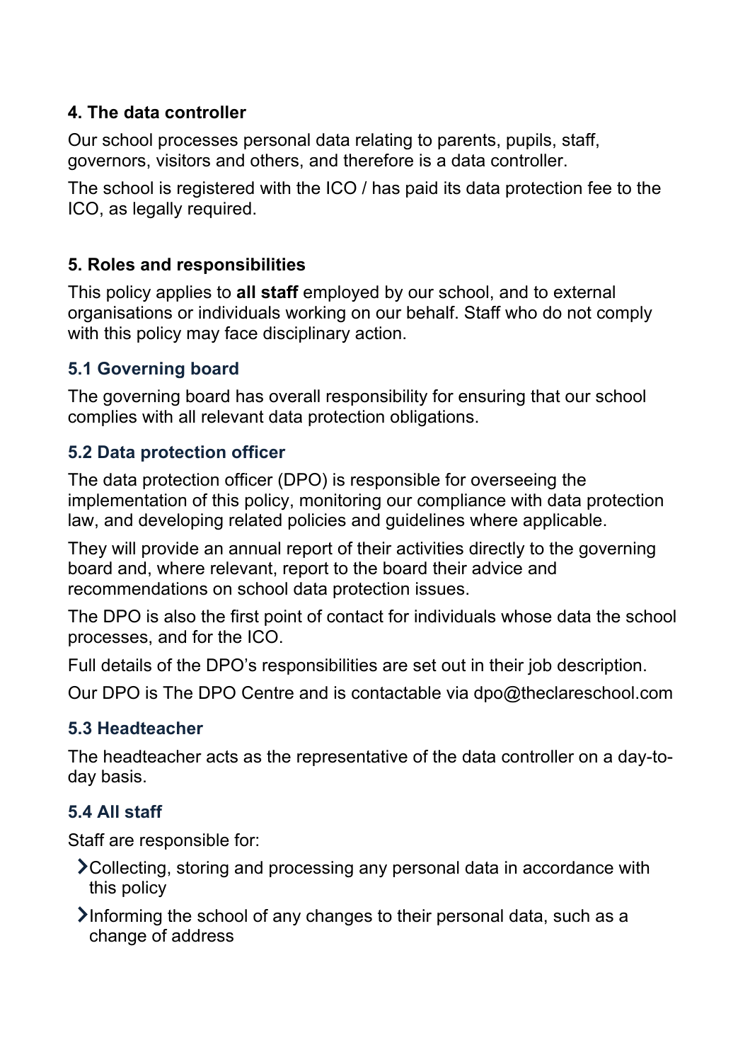## 4. The data controller

Our school processes personal data relating to parents, pupils, staff, governors, visitors and others, and therefore is a data controller.

The school is registered with the ICO / has paid its data protection fee to the ICO, as legally required.

## 5. Roles and responsibilities

This policy applies to **all staff** employed by our school, and to external organisations or individuals working on our behalf. Staff who do not comply with this policy may face disciplinary action.

### 5.1 Governing board

The governing board has overall responsibility for ensuring that our school complies with all relevant data protection obligations.

### 5.2 Data protection officer

The data protection officer (DPO) is responsible for overseeing the implementation of this policy, monitoring our compliance with data protection law, and developing related policies and guidelines where applicable.

They will provide an annual report of their activities directly to the governing board and, where relevant, report to the board their advice and recommendations on school data protection issues.

The DPO is also the first point of contact for individuals whose data the school processes, and for the ICO.

Full details of the DPO's responsibilities are set out in their job description.

Our DPO is The DPO Centre and is contactable via dpo@theclareschool.com

### 5.3 Headteacher

The headteacher acts as the representative of the data controller on a day-to-day basis.

### 5.4 All staff

Staff are responsible for:

- Collecting, storing and processing any personal data in accordance with this policy
- Informing the school of any changes to their personal data, such as a change of address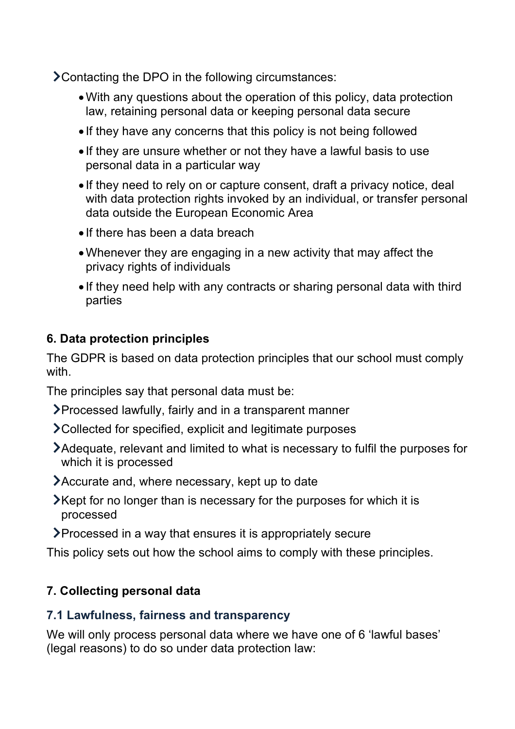- Contacting the DPO in the following circumstances:
    - With any questions about the operation of this policy, data protection law, retaining personal data or keeping personal data secure
    - If they have any concerns that this policy is not being followed
    - If they are unsure whether or not they have a lawful basis to use personal data in a particular way
    - If they need to rely on or capture consent, draft a privacy notice, deal with data protection rights invoked by an individual, or transfer personal data outside the European Economic Area
    - If there has been a data breach
    - Whenever they are engaging in a new activity that may affect the privacy rights of individuals
    - If they need help with any contracts or sharing personal data with third parties

## 6. Data protection principles

The GDPR is based on data protection principles that our school must comply with.

The principles say that personal data must be:

- Processed lawfully, fairly and in a transparent manner
- Collected for specified, explicit and legitimate purposes
- Adequate, relevant and limited to what is necessary to fulfil the purposes for which it is processed
- Accurate and, where necessary, kept up to date
- Kept for no longer than is necessary for the purposes for which it is processed
- Processed in a way that ensures it is appropriately secure

This policy sets out how the school aims to comply with these principles.

## 7. Collecting personal data

### 7.1 Lawfulness, fairness and transparency

We will only process personal data where we have one of 6 'lawful bases' (legal reasons) to do so under data protection law: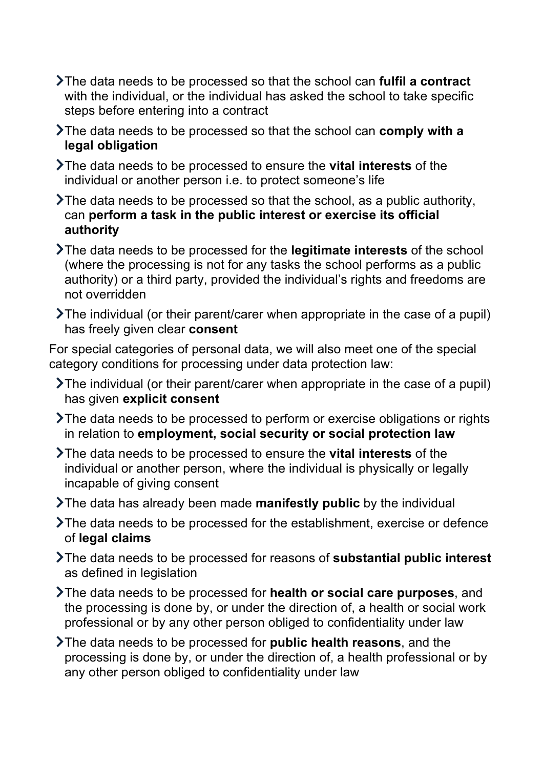- The data needs to be processed so that the school can **fulfil a contract** with the individual, or the individual has asked the school to take specific steps before entering into a contract
- The data needs to be processed so that the school can **comply with a legal obligation**
- The data needs to be processed to ensure the **vital interests** of the individual or another person i.e. to protect someone's life
- The data needs to be processed so that the school, as a public authority, can **perform a task in the public interest or exercise its official authority**
- The data needs to be processed for the **legitimate interests** of the school (where the processing is not for any tasks the school performs as a public authority) or a third party, provided the individual's rights and freedoms are not overridden
- The individual (or their parent/carer when appropriate in the case of a pupil) has freely given clear **consent**

For special categories of personal data, we will also meet one of the special category conditions for processing under data protection law:

- The individual (or their parent/carer when appropriate in the case of a pupil) has given **explicit consent**
- The data needs to be processed to perform or exercise obligations or rights in relation to **employment, social security or social protection law**
- The data needs to be processed to ensure the **vital interests** of the individual or another person, where the individual is physically or legally incapable of giving consent
- The data has already been made **manifestly public** by the individual
- The data needs to be processed for the establishment, exercise or defence of **legal claims**
- The data needs to be processed for reasons of **substantial public interest** as defined in legislation
- The data needs to be processed for **health or social care purposes**, and the processing is done by, or under the direction of, a health or social work professional or by any other person obliged to confidentiality under law
- The data needs to be processed for **public health reasons**, and the processing is done by, or under the direction of, a health professional or by any other person obliged to confidentiality under law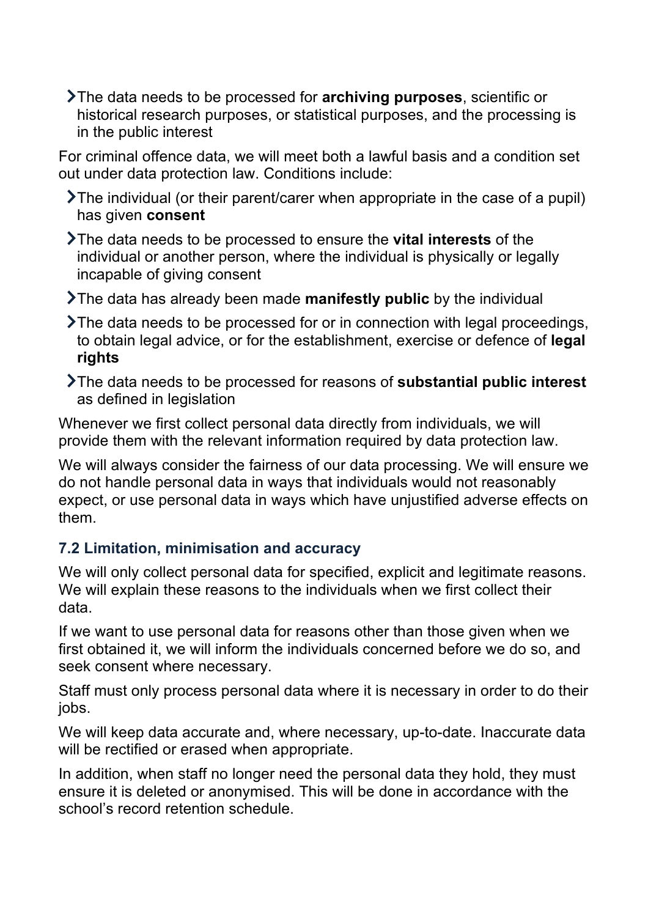- The data needs to be processed for **archiving purposes**, scientific or historical research purposes, or statistical purposes, and the processing is in the public interest

For criminal offence data, we will meet both a lawful basis and a condition set out under data protection law. Conditions include:

- The individual (or their parent/carer when appropriate in the case of a pupil) has given **consent**
- The data needs to be processed to ensure the **vital interests** of the individual or another person, where the individual is physically or legally incapable of giving consent
- The data has already been made **manifestly public** by the individual
- The data needs to be processed for or in connection with legal proceedings, to obtain legal advice, or for the establishment, exercise or defence of **legal rights**
- The data needs to be processed for reasons of **substantial public interest** as defined in legislation

Whenever we first collect personal data directly from individuals, we will provide them with the relevant information required by data protection law.

We will always consider the fairness of our data processing. We will ensure we do not handle personal data in ways that individuals would not reasonably expect, or use personal data in ways which have unjustified adverse effects on them.

### 7.2 Limitation, minimisation and accuracy

We will only collect personal data for specified, explicit and legitimate reasons. We will explain these reasons to the individuals when we first collect their data.

If we want to use personal data for reasons other than those given when we first obtained it, we will inform the individuals concerned before we do so, and seek consent where necessary.

Staff must only process personal data where it is necessary in order to do their jobs.

We will keep data accurate and, where necessary, up-to-date. Inaccurate data will be rectified or erased when appropriate.

In addition, when staff no longer need the personal data they hold, they must ensure it is deleted or anonymised. This will be done in accordance with the school's record retention schedule.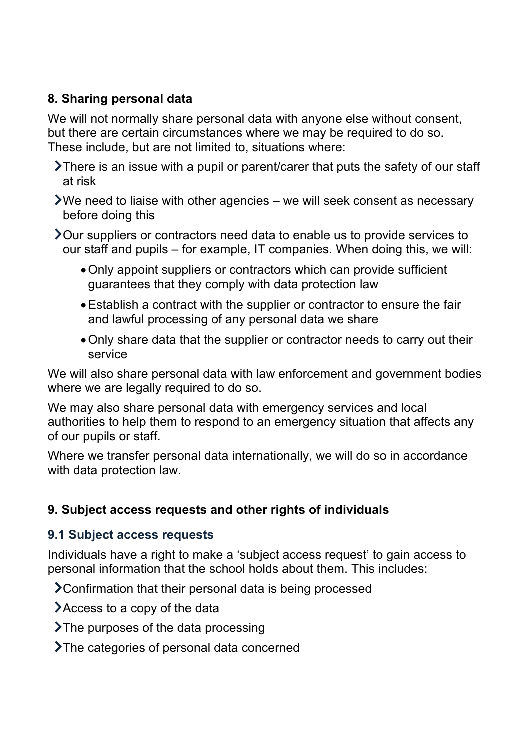## 8. Sharing personal data

We will not normally share personal data with anyone else without consent, but there are certain circumstances where we may be required to do so. These include, but are not limited to, situations where:

- There is an issue with a pupil or parent/carer that puts the safety of our staff at risk
- We need to liaise with other agencies – we will seek consent as necessary before doing this
- Our suppliers or contractors need data to enable us to provide services to our staff and pupils – for example, IT companies. When doing this, we will:
    - Only appoint suppliers or contractors which can provide sufficient guarantees that they comply with data protection law
    - Establish a contract with the supplier or contractor to ensure the fair and lawful processing of any personal data we share
    - Only share data that the supplier or contractor needs to carry out their service

We will also share personal data with law enforcement and government bodies where we are legally required to do so.

We may also share personal data with emergency services and local authorities to help them to respond to an emergency situation that affects any of our pupils or staff.

Where we transfer personal data internationally, we will do so in accordance with data protection law.

## 9. Subject access requests and other rights of individuals

### 9.1 Subject access requests

Individuals have a right to make a 'subject access request' to gain access to personal information that the school holds about them. This includes:

- Confirmation that their personal data is being processed
- Access to a copy of the data
- The purposes of the data processing
- The categories of personal data concerned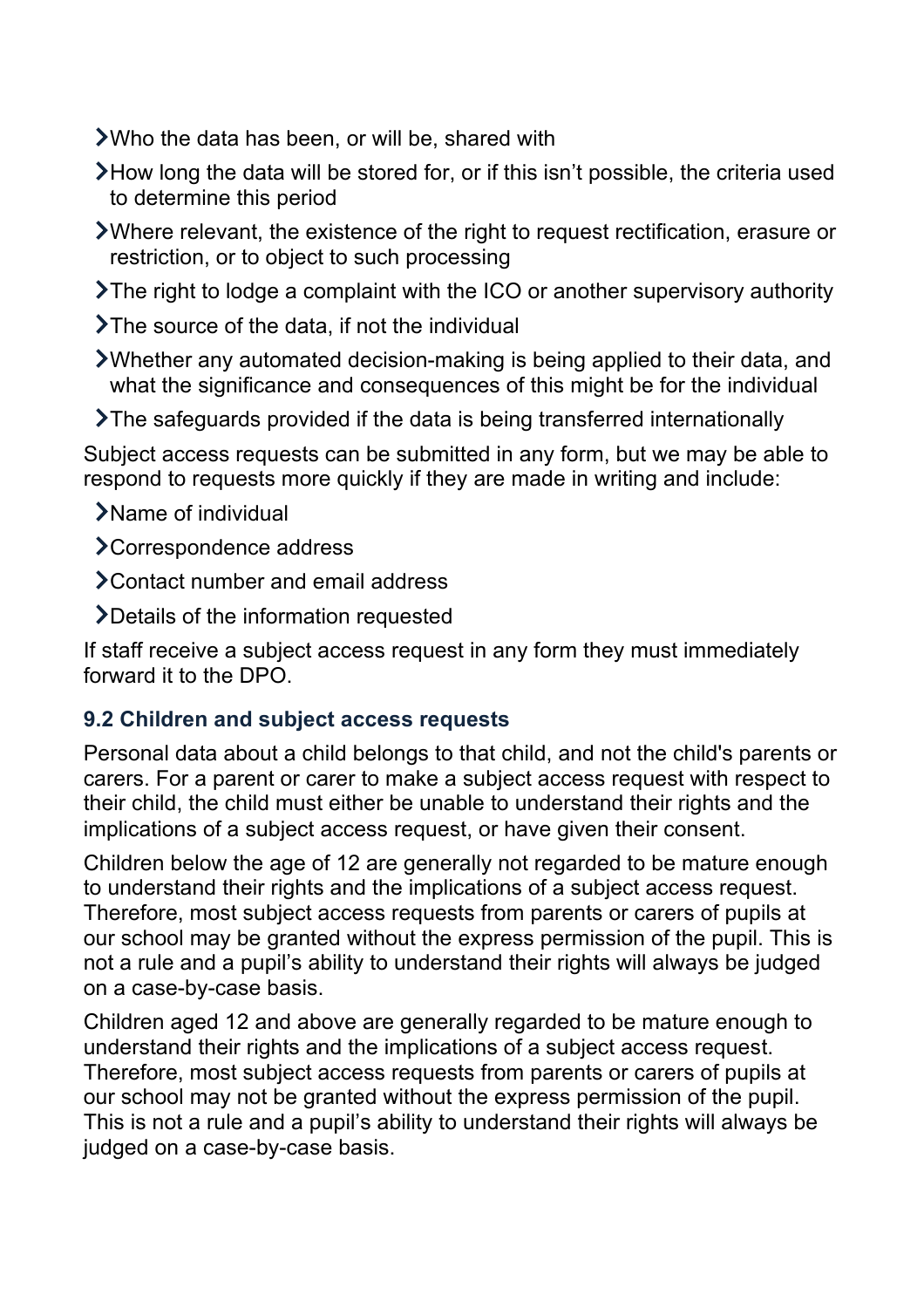- Who the data has been, or will be, shared with
- How long the data will be stored for, or if this isn't possible, the criteria used to determine this period
- Where relevant, the existence of the right to request rectification, erasure or restriction, or to object to such processing
- The right to lodge a complaint with the ICO or another supervisory authority
- The source of the data, if not the individual
- Whether any automated decision-making is being applied to their data, and what the significance and consequences of this might be for the individual
- The safeguards provided if the data is being transferred internationally

Subject access requests can be submitted in any form, but we may be able to respond to requests more quickly if they are made in writing and include:

- Name of individual
- Correspondence address
- Contact number and email address
- Details of the information requested

If staff receive a subject access request in any form they must immediately forward it to the DPO.

### 9.2 Children and subject access requests

Personal data about a child belongs to that child, and not the child's parents or carers. For a parent or carer to make a subject access request with respect to their child, the child must either be unable to understand their rights and the implications of a subject access request, or have given their consent.

Children below the age of 12 are generally not regarded to be mature enough to understand their rights and the implications of a subject access request. Therefore, most subject access requests from parents or carers of pupils at our school may be granted without the express permission of the pupil. This is not a rule and a pupil's ability to understand their rights will always be judged on a case-by-case basis.

Children aged 12 and above are generally regarded to be mature enough to understand their rights and the implications of a subject access request. Therefore, most subject access requests from parents or carers of pupils at our school may not be granted without the express permission of the pupil. This is not a rule and a pupil's ability to understand their rights will always be judged on a case-by-case basis.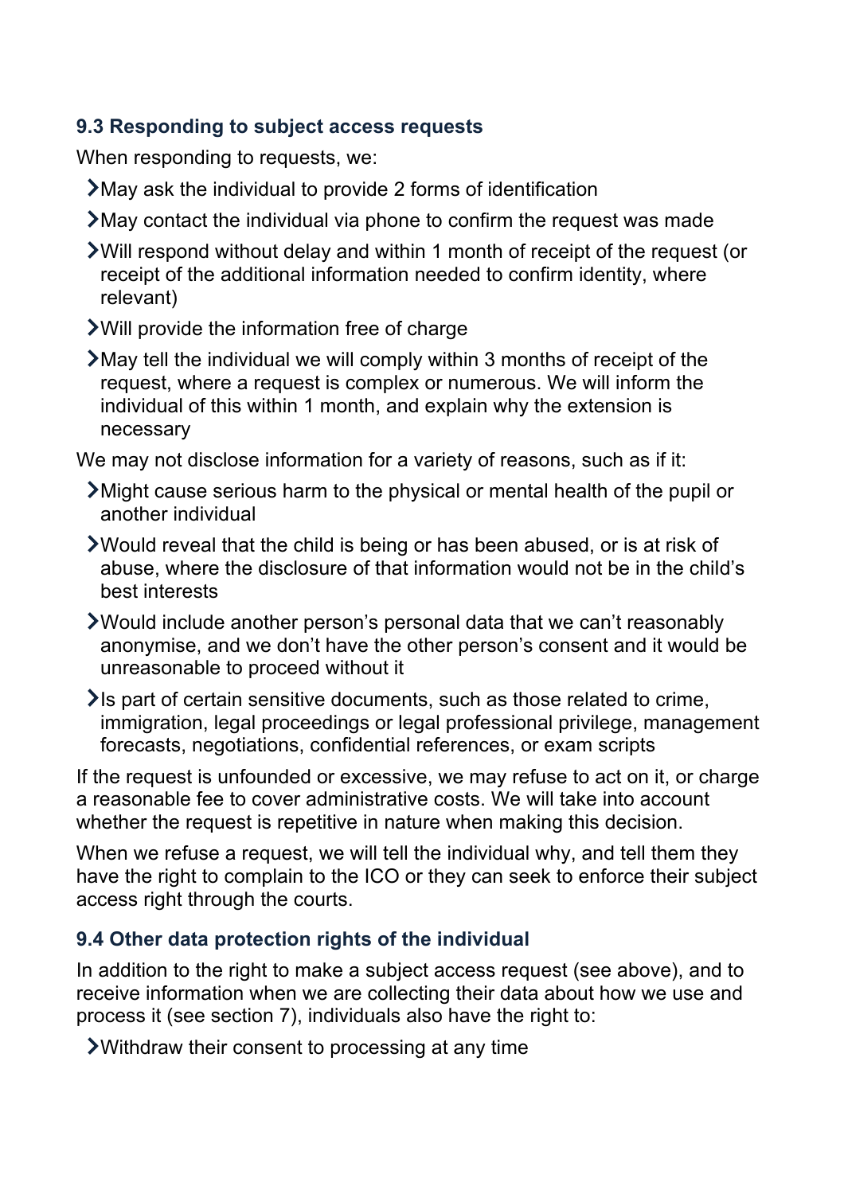### 9.3 Responding to subject access requests

When responding to requests, we:

- May ask the individual to provide 2 forms of identification
- May contact the individual via phone to confirm the request was made
- Will respond without delay and within 1 month of receipt of the request (or receipt of the additional information needed to confirm identity, where relevant)
- Will provide the information free of charge
- May tell the individual we will comply within 3 months of receipt of the request, where a request is complex or numerous. We will inform the individual of this within 1 month, and explain why the extension is necessary

We may not disclose information for a variety of reasons, such as if it:

- Might cause serious harm to the physical or mental health of the pupil or another individual
- Would reveal that the child is being or has been abused, or is at risk of abuse, where the disclosure of that information would not be in the child's best interests
- Would include another person's personal data that we can't reasonably anonymise, and we don't have the other person's consent and it would be unreasonable to proceed without it
- Is part of certain sensitive documents, such as those related to crime, immigration, legal proceedings or legal professional privilege, management forecasts, negotiations, confidential references, or exam scripts

If the request is unfounded or excessive, we may refuse to act on it, or charge a reasonable fee to cover administrative costs. We will take into account whether the request is repetitive in nature when making this decision.

When we refuse a request, we will tell the individual why, and tell them they have the right to complain to the ICO or they can seek to enforce their subject access right through the courts.

### 9.4 Other data protection rights of the individual

In addition to the right to make a subject access request (see above), and to receive information when we are collecting their data about how we use and process it (see section 7), individuals also have the right to:

- Withdraw their consent to processing at any time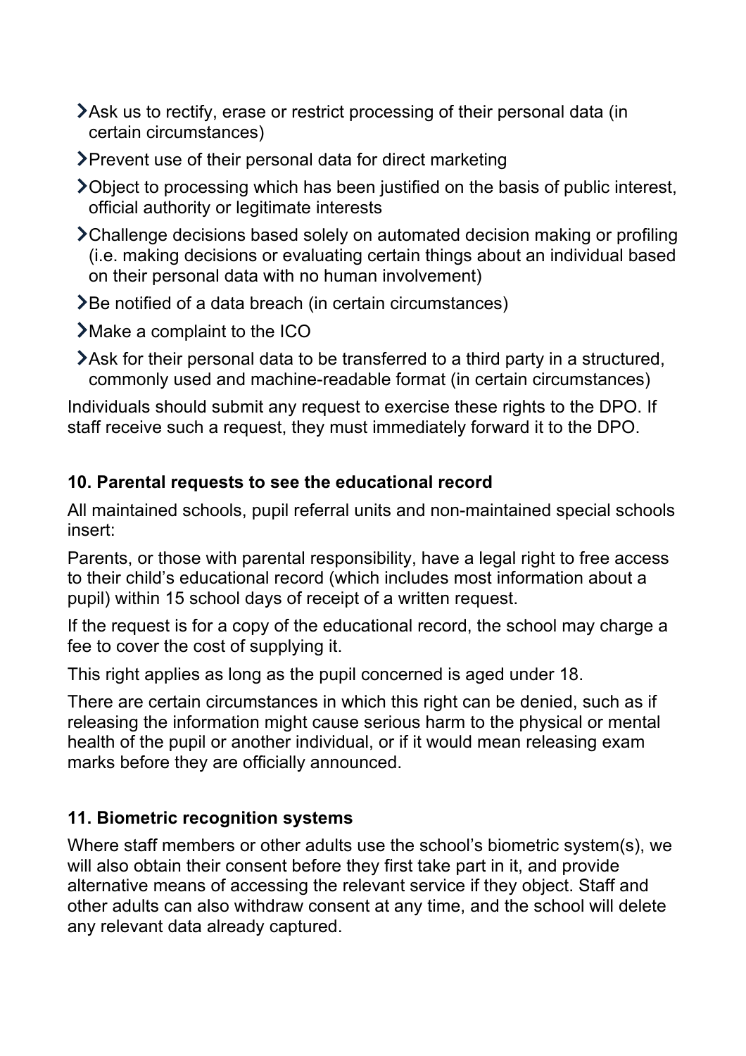- Ask us to rectify, erase or restrict processing of their personal data (in certain circumstances)
- Prevent use of their personal data for direct marketing
- Object to processing which has been justified on the basis of public interest, official authority or legitimate interests
- Challenge decisions based solely on automated decision making or profiling (i.e. making decisions or evaluating certain things about an individual based on their personal data with no human involvement)
- Be notified of a data breach (in certain circumstances)
- Make a complaint to the ICO
- Ask for their personal data to be transferred to a third party in a structured, commonly used and machine-readable format (in certain circumstances)

Individuals should submit any request to exercise these rights to the DPO. If staff receive such a request, they must immediately forward it to the DPO.

## 10. Parental requests to see the educational record

All maintained schools, pupil referral units and non-maintained special schools insert:

Parents, or those with parental responsibility, have a legal right to free access to their child's educational record (which includes most information about a pupil) within 15 school days of receipt of a written request.

If the request is for a copy of the educational record, the school may charge a fee to cover the cost of supplying it.

This right applies as long as the pupil concerned is aged under 18.

There are certain circumstances in which this right can be denied, such as if releasing the information might cause serious harm to the physical or mental health of the pupil or another individual, or if it would mean releasing exam marks before they are officially announced.

## 11. Biometric recognition systems

Where staff members or other adults use the school's biometric system(s), we will also obtain their consent before they first take part in it, and provide alternative means of accessing the relevant service if they object. Staff and other adults can also withdraw consent at any time, and the school will delete any relevant data already captured.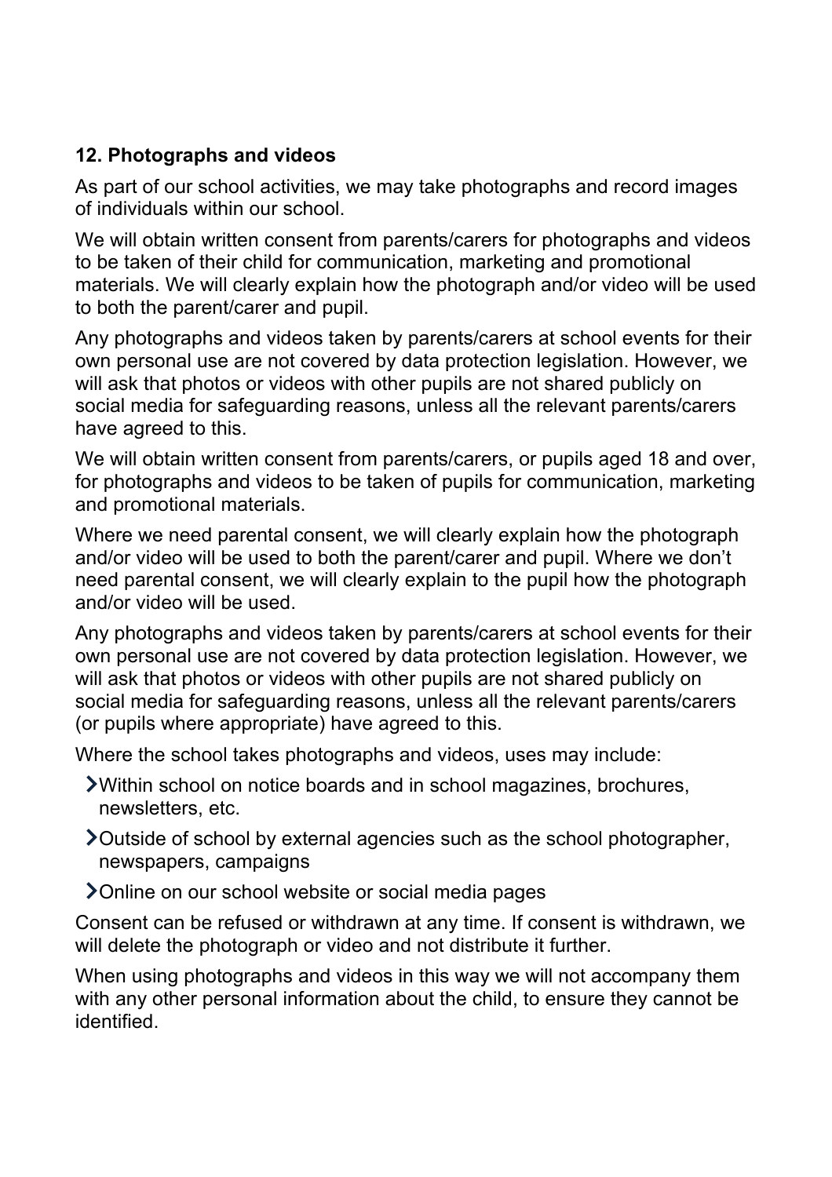## 12. Photographs and videos

As part of our school activities, we may take photographs and record images of individuals within our school.

We will obtain written consent from parents/carers for photographs and videos to be taken of their child for communication, marketing and promotional materials. We will clearly explain how the photograph and/or video will be used to both the parent/carer and pupil.

Any photographs and videos taken by parents/carers at school events for their own personal use are not covered by data protection legislation. However, we will ask that photos or videos with other pupils are not shared publicly on social media for safeguarding reasons, unless all the relevant parents/carers have agreed to this.

We will obtain written consent from parents/carers, or pupils aged 18 and over, for photographs and videos to be taken of pupils for communication, marketing and promotional materials.

Where we need parental consent, we will clearly explain how the photograph and/or video will be used to both the parent/carer and pupil. Where we don't need parental consent, we will clearly explain to the pupil how the photograph and/or video will be used.

Any photographs and videos taken by parents/carers at school events for their own personal use are not covered by data protection legislation. However, we will ask that photos or videos with other pupils are not shared publicly on social media for safeguarding reasons, unless all the relevant parents/carers (or pupils where appropriate) have agreed to this.

Where the school takes photographs and videos, uses may include:

- Within school on notice boards and in school magazines, brochures, newsletters, etc.
- Outside of school by external agencies such as the school photographer, newspapers, campaigns
- Online on our school website or social media pages

Consent can be refused or withdrawn at any time. If consent is withdrawn, we will delete the photograph or video and not distribute it further.

When using photographs and videos in this way we will not accompany them with any other personal information about the child, to ensure they cannot be identified.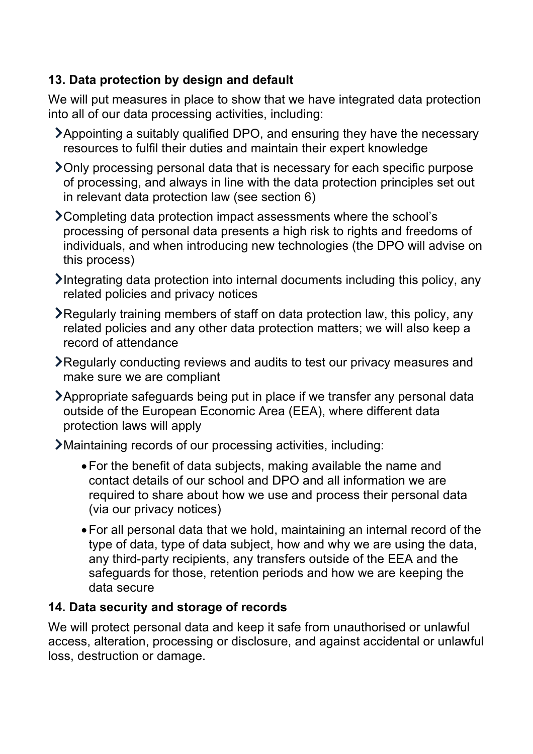## 13. Data protection by design and default

We will put measures in place to show that we have integrated data protection into all of our data processing activities, including:

- Appointing a suitably qualified DPO, and ensuring they have the necessary resources to fulfil their duties and maintain their expert knowledge
- Only processing personal data that is necessary for each specific purpose of processing, and always in line with the data protection principles set out in relevant data protection law (see section 6)
- Completing data protection impact assessments where the school's processing of personal data presents a high risk to rights and freedoms of individuals, and when introducing new technologies (the DPO will advise on this process)
- Integrating data protection into internal documents including this policy, any related policies and privacy notices
- Regularly training members of staff on data protection law, this policy, any related policies and any other data protection matters; we will also keep a record of attendance
- Regularly conducting reviews and audits to test our privacy measures and make sure we are compliant
- Appropriate safeguards being put in place if we transfer any personal data outside of the European Economic Area (EEA), where different data protection laws will apply
- Maintaining records of our processing activities, including:
    - For the benefit of data subjects, making available the name and contact details of our school and DPO and all information we are required to share about how we use and process their personal data (via our privacy notices)
    - For all personal data that we hold, maintaining an internal record of the type of data, type of data subject, how and why we are using the data, any third-party recipients, any transfers outside of the EEA and the safeguards for those, retention periods and how we are keeping the data secure

## 14. Data security and storage of records

We will protect personal data and keep it safe from unauthorised or unlawful access, alteration, processing or disclosure, and against accidental or unlawful loss, destruction or damage.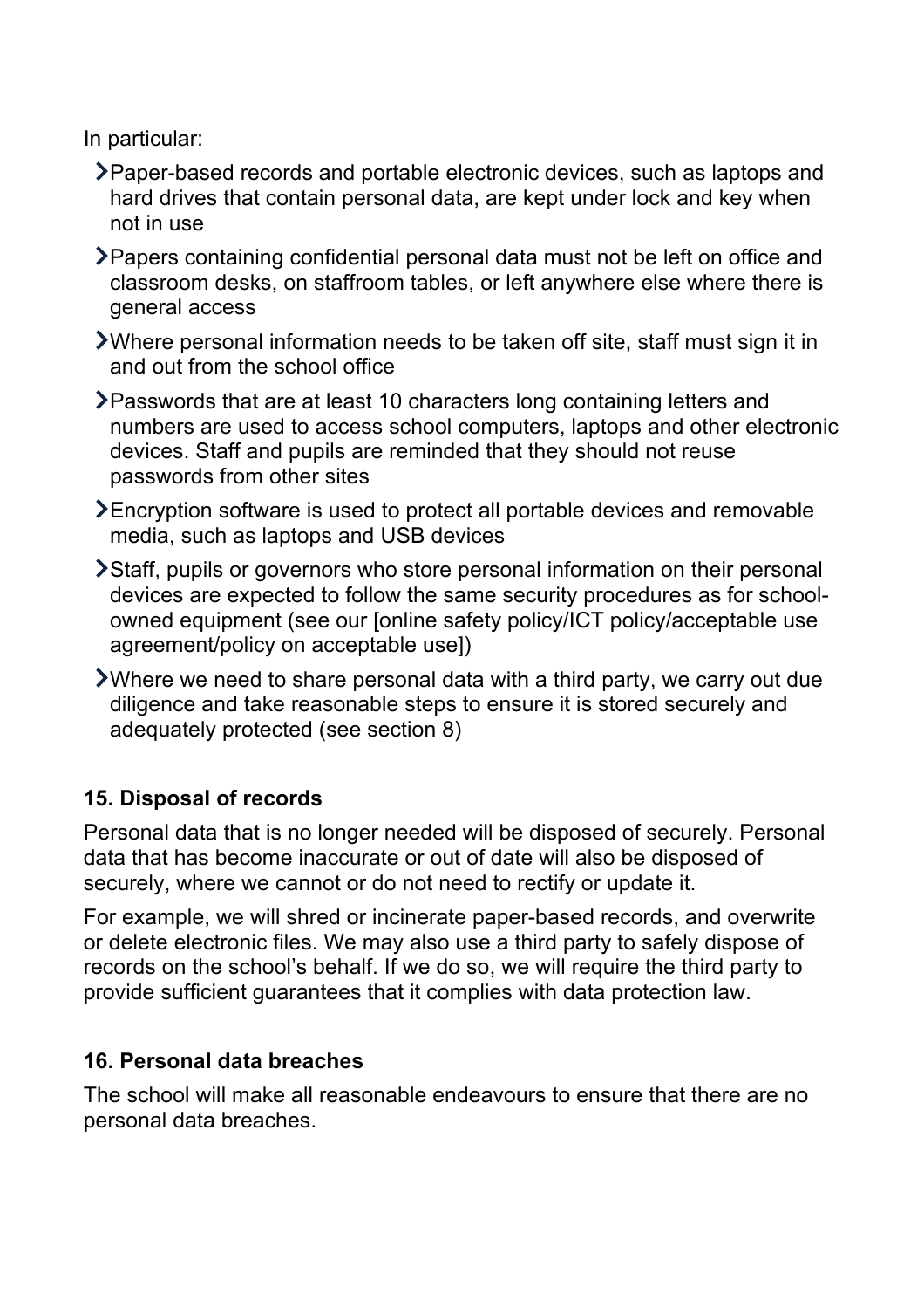In particular:

- Paper-based records and portable electronic devices, such as laptops and hard drives that contain personal data, are kept under lock and key when not in use
- Papers containing confidential personal data must not be left on office and classroom desks, on staffroom tables, or left anywhere else where there is general access
- Where personal information needs to be taken off site, staff must sign it in and out from the school office
- Passwords that are at least 10 characters long containing letters and numbers are used to access school computers, laptops and other electronic devices. Staff and pupils are reminded that they should not reuse passwords from other sites
- Encryption software is used to protect all portable devices and removable media, such as laptops and USB devices
- Staff, pupils or governors who store personal information on their personal devices are expected to follow the same security procedures as for school-owned equipment (see our [online safety policy/ICT policy/acceptable use agreement/policy on acceptable use])
- Where we need to share personal data with a third party, we carry out due diligence and take reasonable steps to ensure it is stored securely and adequately protected (see section 8)

### 15. Disposal of records

Personal data that is no longer needed will be disposed of securely. Personal data that has become inaccurate or out of date will also be disposed of securely, where we cannot or do not need to rectify or update it.

For example, we will shred or incinerate paper-based records, and overwrite or delete electronic files. We may also use a third party to safely dispose of records on the school's behalf. If we do so, we will require the third party to provide sufficient guarantees that it complies with data protection law.

### 16. Personal data breaches

The school will make all reasonable endeavours to ensure that there are no personal data breaches.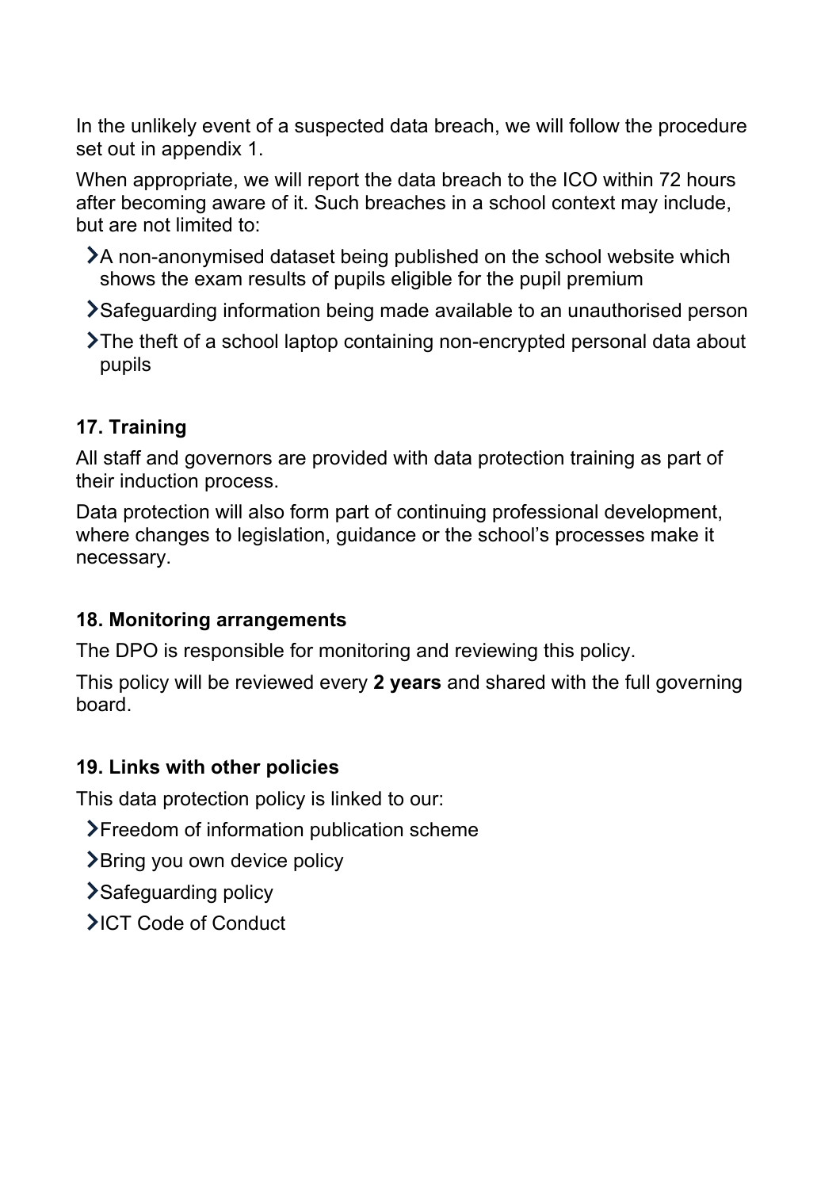In the unlikely event of a suspected data breach, we will follow the procedure set out in appendix 1.

When appropriate, we will report the data breach to the ICO within 72 hours after becoming aware of it. Such breaches in a school context may include, but are not limited to:

- A non-anonymised dataset being published on the school website which shows the exam results of pupils eligible for the pupil premium
- Safeguarding information being made available to an unauthorised person
- The theft of a school laptop containing non-encrypted personal data about pupils

## 17. Training

All staff and governors are provided with data protection training as part of their induction process.

Data protection will also form part of continuing professional development, where changes to legislation, guidance or the school's processes make it necessary.

## 18. Monitoring arrangements

The DPO is responsible for monitoring and reviewing this policy.

This policy will be reviewed every **2 years** and shared with the full governing board.

## 19. Links with other policies

This data protection policy is linked to our:

- Freedom of information publication scheme
- Bring you own device policy
- Safeguarding policy
- ICT Code of Conduct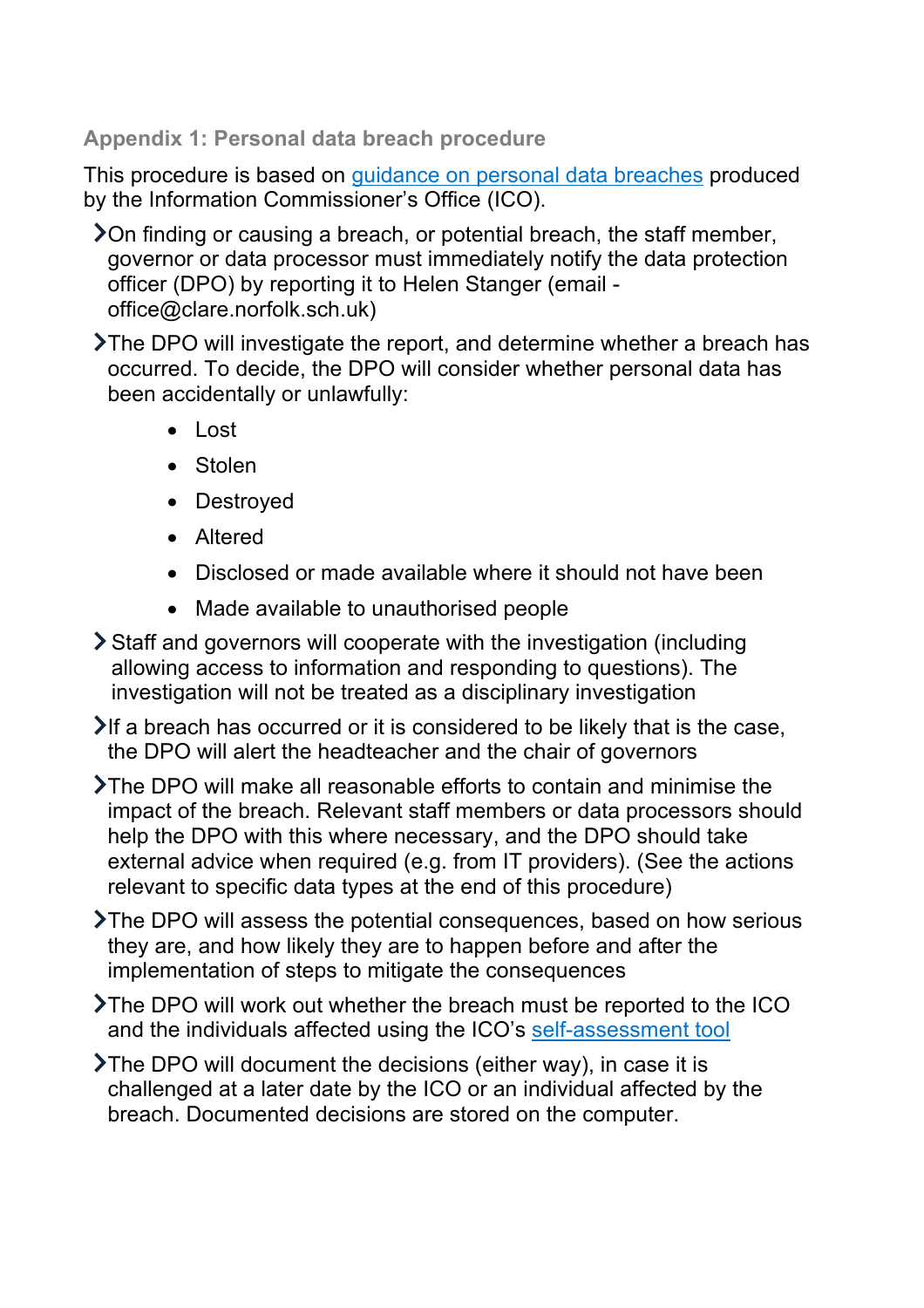### Appendix 1: Personal data breach procedure

This procedure is based on [guidance on personal data breaches](#) produced by the Information Commissioner's Office (ICO).

- On finding or causing a breach, or potential breach, the staff member, governor or data processor must immediately notify the data protection officer (DPO) by reporting it to Helen Stanger (email - office@clare.norfolk.sch.uk)
- The DPO will investigate the report, and determine whether a breach has occurred. To decide, the DPO will consider whether personal data has been accidentally or unlawfully:
    - Lost
    - Stolen
    - Destroyed
    - Altered
    - Disclosed or made available where it should not have been
    - Made available to unauthorised people
- Staff and governors will cooperate with the investigation (including allowing access to information and responding to questions). The investigation will not be treated as a disciplinary investigation
- If a breach has occurred or it is considered to be likely that is the case, the DPO will alert the headteacher and the chair of governors
- The DPO will make all reasonable efforts to contain and minimise the impact of the breach. Relevant staff members or data processors should help the DPO with this where necessary, and the DPO should take external advice when required (e.g. from IT providers). (See the actions relevant to specific data types at the end of this procedure)
- The DPO will assess the potential consequences, based on how serious they are, and how likely they are to happen before and after the implementation of steps to mitigate the consequences
- The DPO will work out whether the breach must be reported to the ICO and the individuals affected using the ICO's [self-assessment tool](#)
- The DPO will document the decisions (either way), in case it is challenged at a later date by the ICO or an individual affected by the breach. Documented decisions are stored on the computer.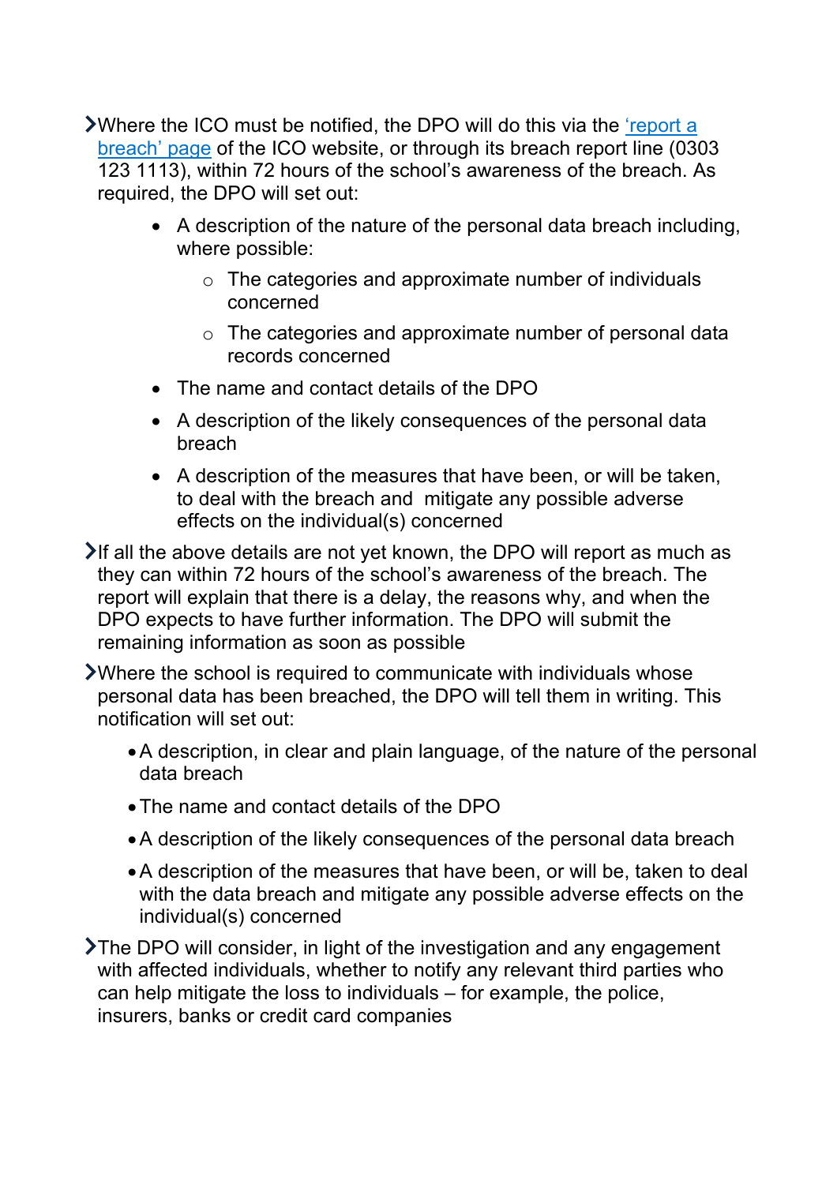- Where the ICO must be notified, the DPO will do this via the ['report a breach' page]() of the ICO website, or through its breach report line (0303 123 1113), within 72 hours of the school's awareness of the breach. As required, the DPO will set out:
    - A description of the nature of the personal data breach including, where possible:
        - The categories and approximate number of individuals concerned
        - The categories and approximate number of personal data records concerned
    - The name and contact details of the DPO
    - A description of the likely consequences of the personal data breach
    - A description of the measures that have been, or will be taken, to deal with the breach and mitigate any possible adverse effects on the individual(s) concerned
- If all the above details are not yet known, the DPO will report as much as they can within 72 hours of the school's awareness of the breach. The report will explain that there is a delay, the reasons why, and when the DPO expects to have further information. The DPO will submit the remaining information as soon as possible
- Where the school is required to communicate with individuals whose personal data has been breached, the DPO will tell them in writing. This notification will set out:
    - A description, in clear and plain language, of the nature of the personal data breach
    - The name and contact details of the DPO
    - A description of the likely consequences of the personal data breach
    - A description of the measures that have been, or will be, taken to deal with the data breach and mitigate any possible adverse effects on the individual(s) concerned
- The DPO will consider, in light of the investigation and any engagement with affected individuals, whether to notify any relevant third parties who can help mitigate the loss to individuals – for example, the police, insurers, banks or credit card companies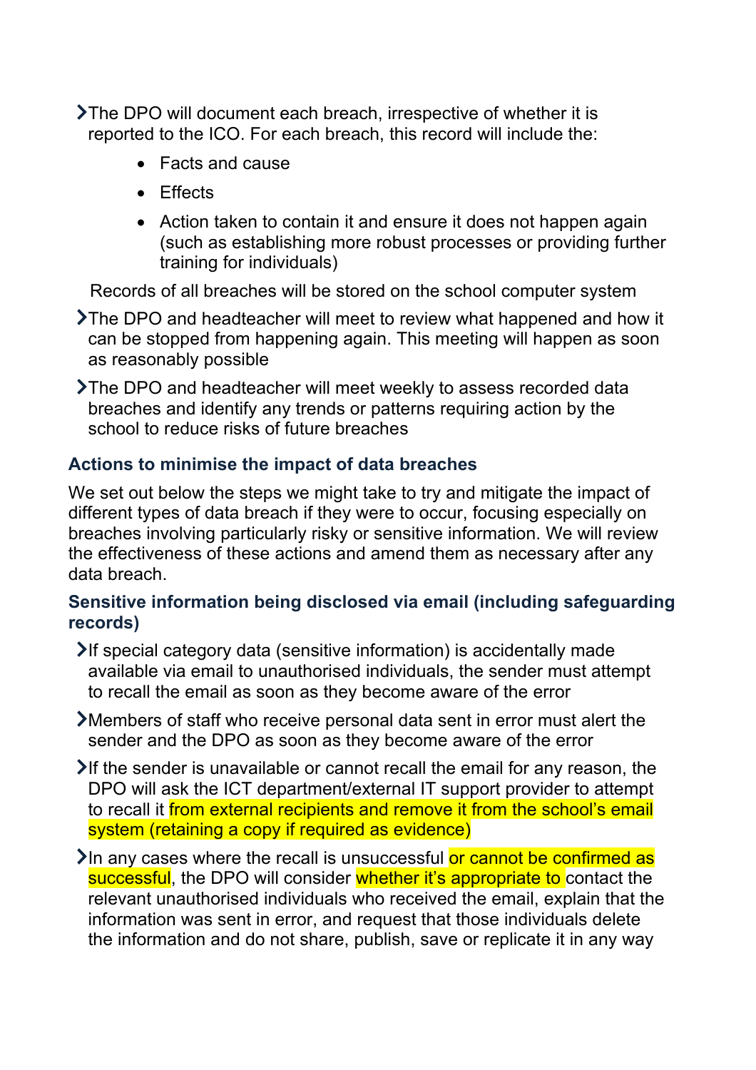- The DPO will document each breach, irrespective of whether it is reported to the ICO. For each breach, this record will include the:
    - Facts and cause
    - Effects
    - Action taken to contain it and ensure it does not happen again (such as establishing more robust processes or providing further training for individuals)

  Records of all breaches will be stored on the school computer system

- The DPO and headteacher will meet to review what happened and how it can be stopped from happening again. This meeting will happen as soon as reasonably possible
- The DPO and headteacher will meet weekly to assess recorded data breaches and identify any trends or patterns requiring action by the school to reduce risks of future breaches

### Actions to minimise the impact of data breaches

We set out below the steps we might take to try and mitigate the impact of different types of data breach if they were to occur, focusing especially on breaches involving particularly risky or sensitive information. We will review the effectiveness of these actions and amend them as necessary after any data breach.

### Sensitive information being disclosed via email (including safeguarding records)

- If special category data (sensitive information) is accidentally made available via email to unauthorised individuals, the sender must attempt to recall the email as soon as they become aware of the error
- Members of staff who receive personal data sent in error must alert the sender and the DPO as soon as they become aware of the error
- If the sender is unavailable or cannot recall the email for any reason, the DPO will ask the ICT department/external IT support provider to attempt to recall it from external recipients and remove it from the school's email system (retaining a copy if required as evidence)
- In any cases where the recall is unsuccessful or cannot be confirmed as successful, the DPO will consider whether it's appropriate to contact the relevant unauthorised individuals who received the email, explain that the information was sent in error, and request that those individuals delete the information and do not share, publish, save or replicate it in any way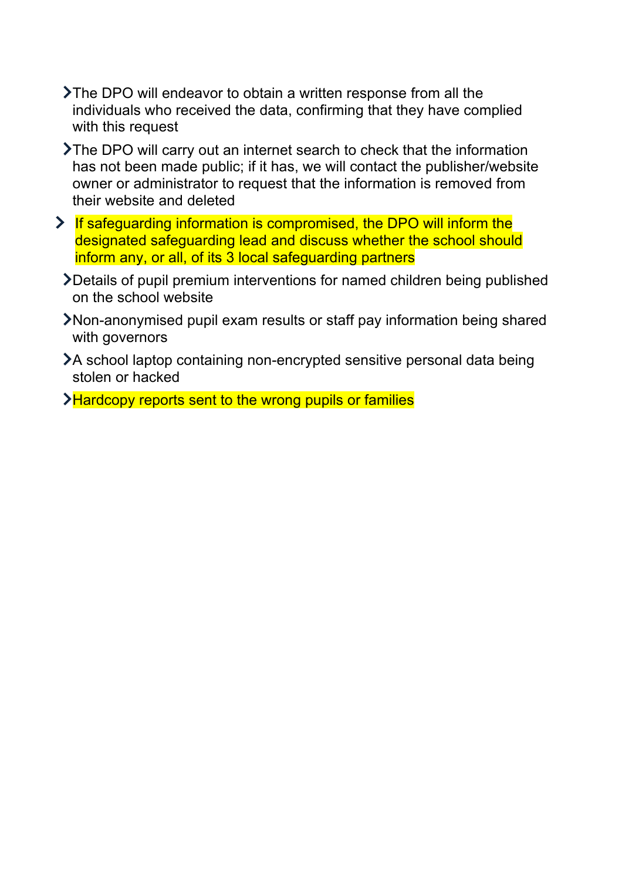- The DPO will endeavor to obtain a written response from all the individuals who received the data, confirming that they have complied with this request
- The DPO will carry out an internet search to check that the information has not been made public; if it has, we will contact the publisher/website owner or administrator to request that the information is removed from their website and deleted
- If safeguarding information is compromised, the DPO will inform the designated safeguarding lead and discuss whether the school should inform any, or all, of its 3 local safeguarding partners
- Details of pupil premium interventions for named children being published on the school website
- Non-anonymised pupil exam results or staff pay information being shared with governors
- A school laptop containing non-encrypted sensitive personal data being stolen or hacked
- Hardcopy reports sent to the wrong pupils or families